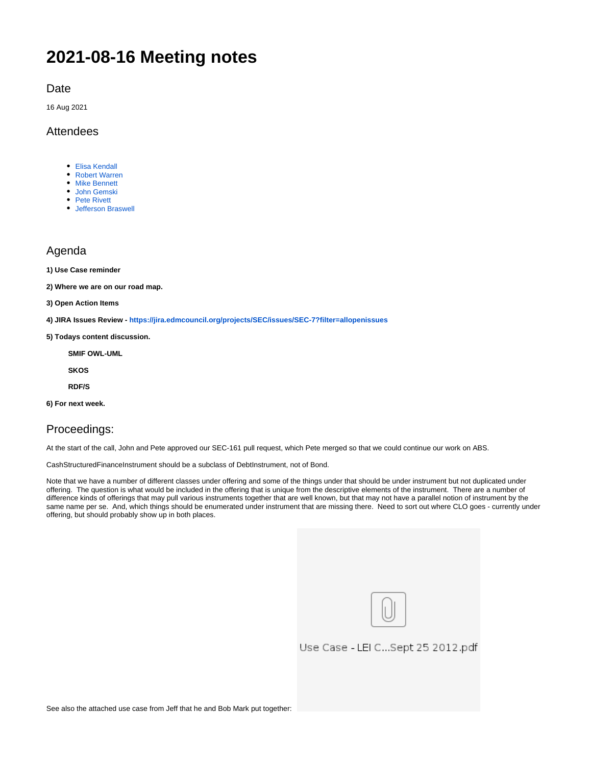# 2021-08-16 Meeting notes

## Date

16 Aug 2021

## Attendees

- Elisa Kendall
- Robert Warren
- Mike Bennett
- John Gemski
- Pete Rivett
- Jefferson Braswell

## Agenda

**1) Use Case reminder**

**2) Where we are on our road map.**

**3) Open Action Items**

**4) JIRA Issues Review - https://jira.edmcouncil.org/projects/SEC/issues/SEC-7?filter=allopenissues**

**5) Todays content discussion.**

> **SMIF OWL-UML**
>
> **SKOS**
>
> **RDF/S**

**6) For next week.**

## Proceedings:

At the start of the call, John and Pete approved our SEC-161 pull request, which Pete merged so that we could continue our work on ABS.

CashStructuredFinanceInstrument should be a subclass of DebtInstrument, not of Bond.

Note that we have a number of different classes under offering and some of the things under that should be under instrument but not duplicated under offering. The question is what would be included in the offering that is unique from the descriptive elements of the instrument. There are a number of difference kinds of offerings that may pull various instruments together that are well known, but that may not have a parallel notion of instrument by the same name per se. And, which things should be enumerated under instrument that are missing there. Need to sort out where CLO goes - currently under offering, but should probably show up in both places.

See also the attached use case from Jeff that he and Bob Mark put together: Use Case - LEI C...Sept 25 2012.pdf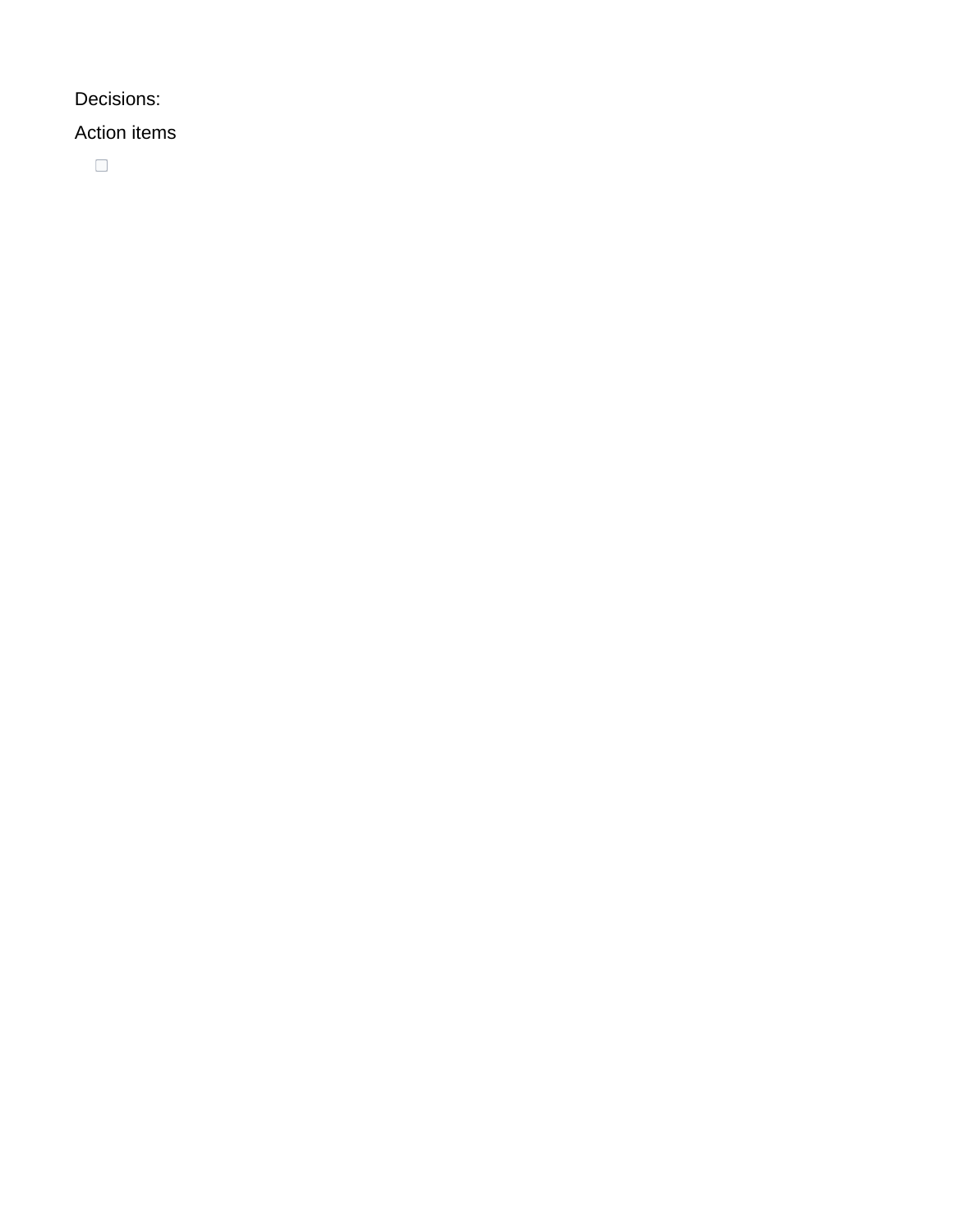Decisions:

Action items

- [ ]